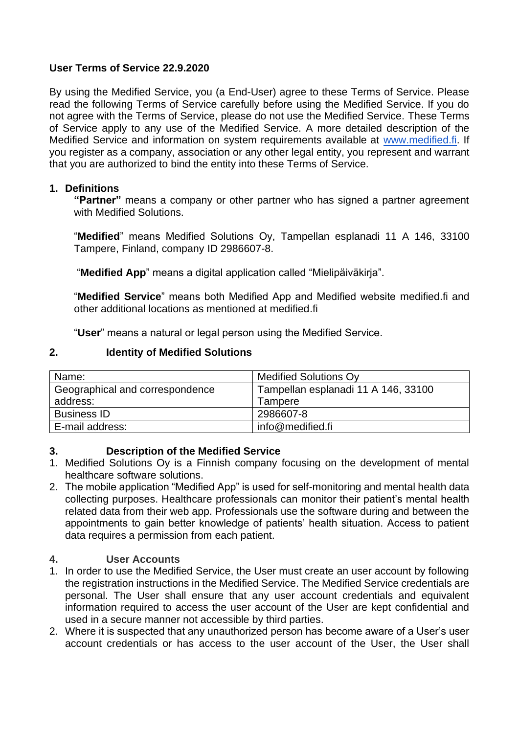**User Terms of Service 22.9.2020**

By using the Medified Service, you (a End-User) agree to these Terms of Service. Please read the following Terms of Service carefully before using the Medified Service. If you do not agree with the Terms of Service, please do not use the Medified Service. These Terms of Service apply to any use of the Medified Service. A more detailed description of the Medified Service and information on system requirements available at [www.medified.fi](http://www.medified.fi). If you register as a company, association or any other legal entity, you represent and warrant that you are authorized to bind the entity into these Terms of Service.

## 1. Definitions

**"Partner"** means a company or other partner who has signed a partner agreement with Medified Solutions.

"**Medified**" means Medified Solutions Oy, Tampellan esplanadi 11 A 146, 33100 Tampere, Finland, company ID 2986607-8.

"**Medified App**" means a digital application called "Mielipäiväkirja".

"**Medified Service**" means both Medified App and Medified website medified.fi and other additional locations as mentioned at medified.fi

"**User**" means a natural or legal person using the Medified Service.

## 2. Identity of Medified Solutions

| | |
|---|---|
| Name: | Medified Solutions Oy |
| Geographical and correspondence address: | Tampellan esplanadi 11 A 146, 33100 Tampere |
| Business ID | 2986607-8 |
| E-mail address: | info@medified.fi |

## 3. Description of the Medified Service

1. Medified Solutions Oy is a Finnish company focusing on the development of mental healthcare software solutions.
2. The mobile application "Medified App" is used for self-monitoring and mental health data collecting purposes. Healthcare professionals can monitor their patient's mental health related data from their web app. Professionals use the software during and between the appointments to gain better knowledge of patients' health situation. Access to patient data requires a permission from each patient.

## 4. User Accounts

1. In order to use the Medified Service, the User must create an user account by following the registration instructions in the Medified Service. The Medified Service credentials are personal. The User shall ensure that any user account credentials and equivalent information required to access the user account of the User are kept confidential and used in a secure manner not accessible by third parties.
2. Where it is suspected that any unauthorized person has become aware of a User's user account credentials or has access to the user account of the User, the User shall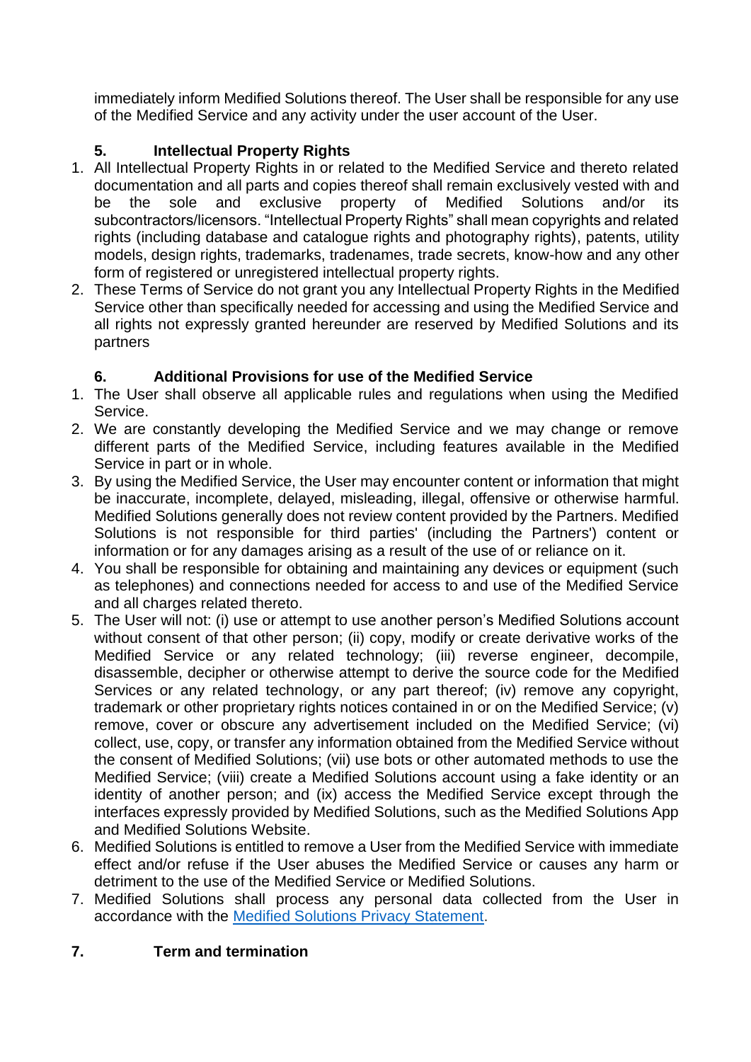immediately inform Medified Solutions thereof. The User shall be responsible for any use of the Medified Service and any activity under the user account of the User.

## 5. Intellectual Property Rights

1. All Intellectual Property Rights in or related to the Medified Service and thereto related documentation and all parts and copies thereof shall remain exclusively vested with and be the sole and exclusive property of Medified Solutions and/or its subcontractors/licensors. "Intellectual Property Rights" shall mean copyrights and related rights (including database and catalogue rights and photography rights), patents, utility models, design rights, trademarks, tradenames, trade secrets, know-how and any other form of registered or unregistered intellectual property rights.
2. These Terms of Service do not grant you any Intellectual Property Rights in the Medified Service other than specifically needed for accessing and using the Medified Service and all rights not expressly granted hereunder are reserved by Medified Solutions and its partners

## 6. Additional Provisions for use of the Medified Service

1. The User shall observe all applicable rules and regulations when using the Medified Service.
2. We are constantly developing the Medified Service and we may change or remove different parts of the Medified Service, including features available in the Medified Service in part or in whole.
3. By using the Medified Service, the User may encounter content or information that might be inaccurate, incomplete, delayed, misleading, illegal, offensive or otherwise harmful. Medified Solutions generally does not review content provided by the Partners. Medified Solutions is not responsible for third parties' (including the Partners') content or information or for any damages arising as a result of the use of or reliance on it.
4. You shall be responsible for obtaining and maintaining any devices or equipment (such as telephones) and connections needed for access to and use of the Medified Service and all charges related thereto.
5. The User will not: (i) use or attempt to use another person's Medified Solutions account without consent of that other person; (ii) copy, modify or create derivative works of the Medified Service or any related technology; (iii) reverse engineer, decompile, disassemble, decipher or otherwise attempt to derive the source code for the Medified Services or any related technology, or any part thereof; (iv) remove any copyright, trademark or other proprietary rights notices contained in or on the Medified Service; (v) remove, cover or obscure any advertisement included on the Medified Service; (vi) collect, use, copy, or transfer any information obtained from the Medified Service without the consent of Medified Solutions; (vii) use bots or other automated methods to use the Medified Service; (viii) create a Medified Solutions account using a fake identity or an identity of another person; and (ix) access the Medified Service except through the interfaces expressly provided by Medified Solutions, such as the Medified Solutions App and Medified Solutions Website.
6. Medified Solutions is entitled to remove a User from the Medified Service with immediate effect and/or refuse if the User abuses the Medified Service or causes any harm or detriment to the use of the Medified Service or Medified Solutions.
7. Medified Solutions shall process any personal data collected from the User in accordance with the Medified Solutions Privacy Statement.

## 7. Term and termination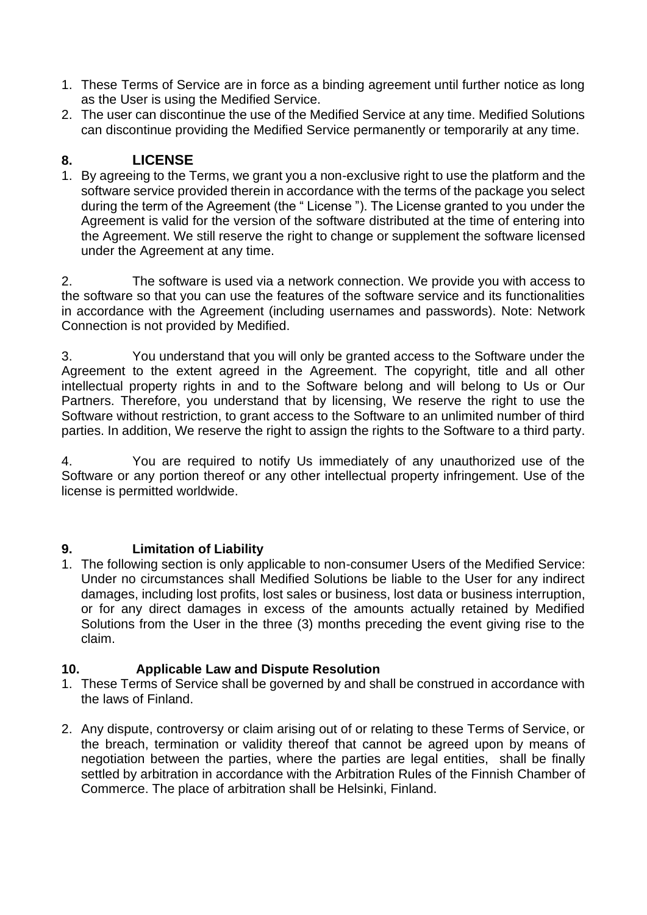1. These Terms of Service are in force as a binding agreement until further notice as long as the User is using the Medified Service.
2. The user can discontinue the use of the Medified Service at any time. Medified Solutions can discontinue providing the Medified Service permanently or temporarily at any time.

## 8. LICENSE

1. By agreeing to the Terms, we grant you a non-exclusive right to use the platform and the software service provided therein in accordance with the terms of the package you select during the term of the Agreement (the " License "). The License granted to you under the Agreement is valid for the version of the software distributed at the time of entering into the Agreement. We still reserve the right to change or supplement the software licensed under the Agreement at any time.

2. The software is used via a network connection. We provide you with access to the software so that you can use the features of the software service and its functionalities in accordance with the Agreement (including usernames and passwords). Note: Network Connection is not provided by Medified.

3. You understand that you will only be granted access to the Software under the Agreement to the extent agreed in the Agreement. The copyright, title and all other intellectual property rights in and to the Software belong and will belong to Us or Our Partners. Therefore, you understand that by licensing, We reserve the right to use the Software without restriction, to grant access to the Software to an unlimited number of third parties. In addition, We reserve the right to assign the rights to the Software to a third party.

4. You are required to notify Us immediately of any unauthorized use of the Software or any portion thereof or any other intellectual property infringement. Use of the license is permitted worldwide.

## 9. Limitation of Liability

1. The following section is only applicable to non-consumer Users of the Medified Service: Under no circumstances shall Medified Solutions be liable to the User for any indirect damages, including lost profits, lost sales or business, lost data or business interruption, or for any direct damages in excess of the amounts actually retained by Medified Solutions from the User in the three (3) months preceding the event giving rise to the claim.

## 10. Applicable Law and Dispute Resolution

1. These Terms of Service shall be governed by and shall be construed in accordance with the laws of Finland.

2. Any dispute, controversy or claim arising out of or relating to these Terms of Service, or the breach, termination or validity thereof that cannot be agreed upon by means of negotiation between the parties, where the parties are legal entities, shall be finally settled by arbitration in accordance with the Arbitration Rules of the Finnish Chamber of Commerce. The place of arbitration shall be Helsinki, Finland.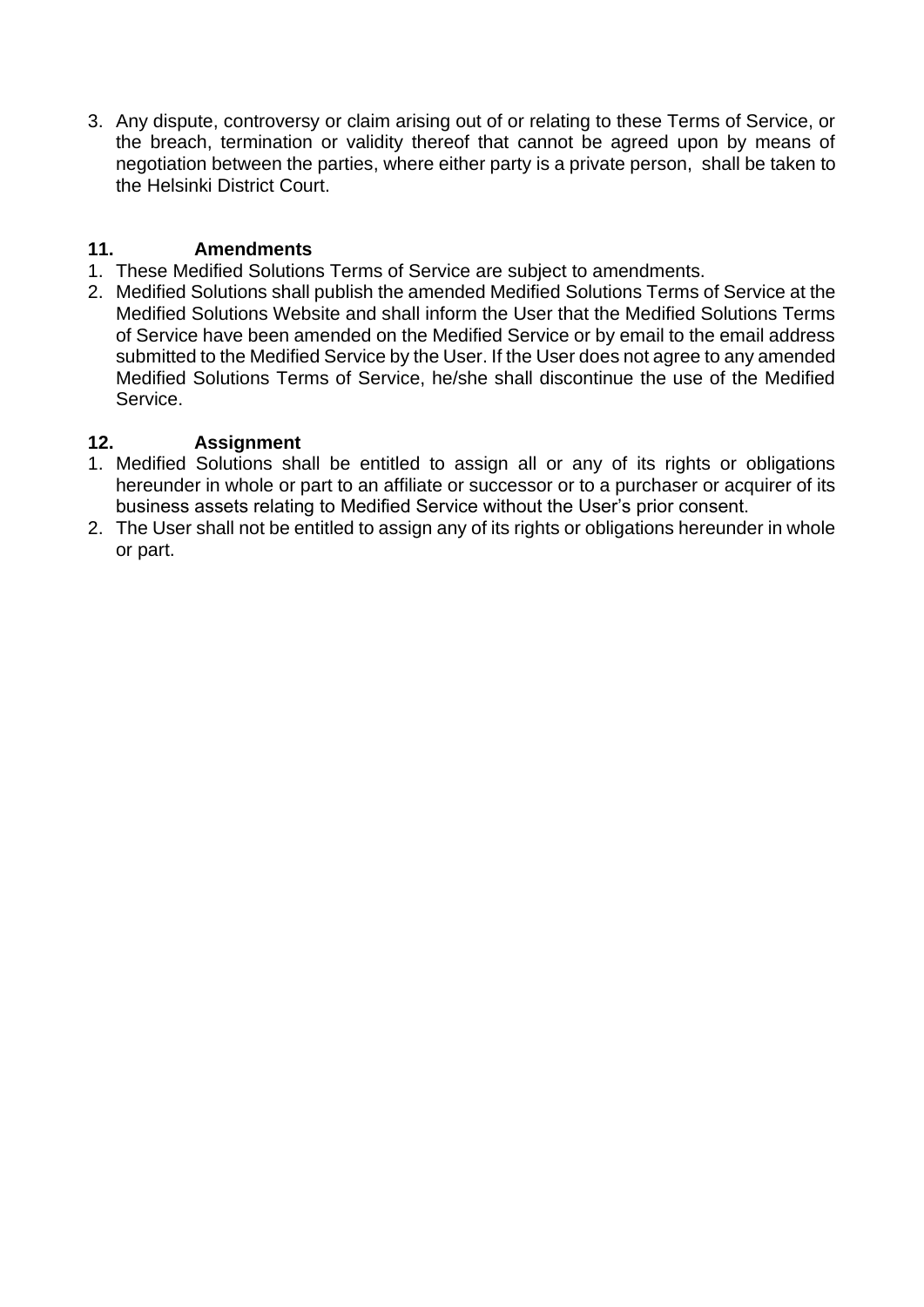3. Any dispute, controversy or claim arising out of or relating to these Terms of Service, or the breach, termination or validity thereof that cannot be agreed upon by means of negotiation between the parties, where either party is a private person, shall be taken to the Helsinki District Court.

## 11. Amendments

1. These Medified Solutions Terms of Service are subject to amendments.
2. Medified Solutions shall publish the amended Medified Solutions Terms of Service at the Medified Solutions Website and shall inform the User that the Medified Solutions Terms of Service have been amended on the Medified Service or by email to the email address submitted to the Medified Service by the User. If the User does not agree to any amended Medified Solutions Terms of Service, he/she shall discontinue the use of the Medified Service.

## 12. Assignment

1. Medified Solutions shall be entitled to assign all or any of its rights or obligations hereunder in whole or part to an affiliate or successor or to a purchaser or acquirer of its business assets relating to Medified Service without the User's prior consent.
2. The User shall not be entitled to assign any of its rights or obligations hereunder in whole or part.